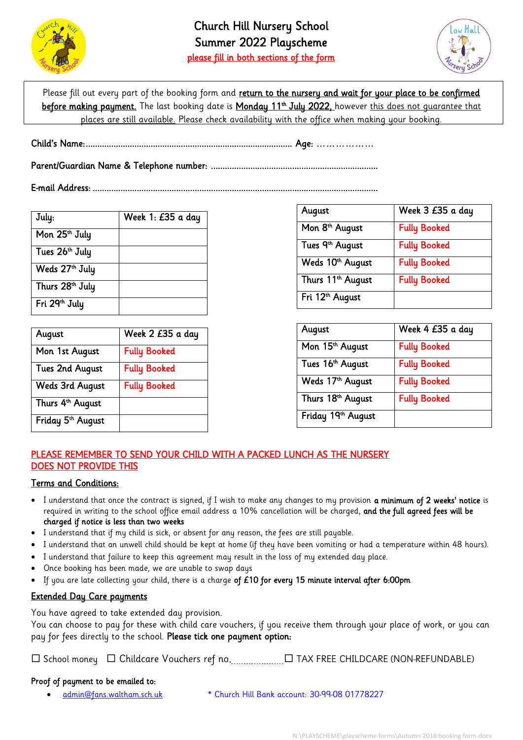# Church Hill Nursery School
## Summer 2022 Playscheme

**please fill in both sections of the form**

Please fill out every part of the booking form and **return to the nursery and wait for your place to be confirmed before making payment.** The last booking date is **Monday 11th July 2022,** however this does not guarantee that places are still available. Please check availability with the office when making your booking.

Child's Name:........................................................................................ Age: ………………

Parent/Guardian Name & Telephone number: ........................................................................

E-mail Address: ........................................................................................................................

| July: | Week 1: £35 a day |
|---|---|
| Mon 25th July | |
| Tues 26th July | |
| Weds 27th July | |
| Thurs 28th July | |
| Fri 29th July | |

| August | Week 2 £35 a day |
|---|---|
| Mon 1st August | Fully Booked |
| Tues 2nd August | Fully Booked |
| Weds 3rd August | Fully Booked |
| Thurs 4th August | |
| Friday 5th August | |

| August | Week 3 £35 a day |
|---|---|
| Mon 8th August | Fully Booked |
| Tues 9th August | Fully Booked |
| Weds 10th August | Fully Booked |
| Thurs 11th August | Fully Booked |
| Fri 12th August | |

| August | Week 4 £35 a day |
|---|---|
| Mon 15th August | Fully Booked |
| Tues 16th August | Fully Booked |
| Weds 17th August | Fully Booked |
| Thurs 18th August | Fully Booked |
| Friday 19th August | |

**PLEASE REMEMBER TO SEND YOUR CHILD WITH A PACKED LUNCH AS THE NURSERY DOES NOT PROVIDE THIS**

### Terms and Conditions:

- I understand that once the contract is signed, if I wish to make any changes to my provision **a minimum of 2 weeks' notice** is required in writing to the school office email address a 10% cancellation will be charged, **and the full agreed fees will be charged if notice is less than two weeks**
- I understand that if my child is sick, or absent for any reason, the fees are still payable.
- I understand that an unwell child should be kept at home (if they have been vomiting or had a temperature within 48 hours).
- I understand that failure to keep this agreement may result in the loss of my extended day place.
- Once booking has been made, we are unable to swap days
- If you are late collecting your child, there is a charge **of £10 for every 15 minute interval after 6:00pm**

### Extended Day Care payments

You have agreed to take extended day provision.
You can choose to pay for these with child care vouchers, if you receive them through your place of work, or you can pay for fees directly to the school. **Please tick one payment option:**

☐ School money ☐ Childcare Vouchers ref no.................... ☐ TAX FREE CHILDCARE (NON-REFUNDABLE)

**Proof of payment to be emailed to:**

- admin@fans.waltham.sch.uk * Church Hill Bank account: 30-99-08 01778227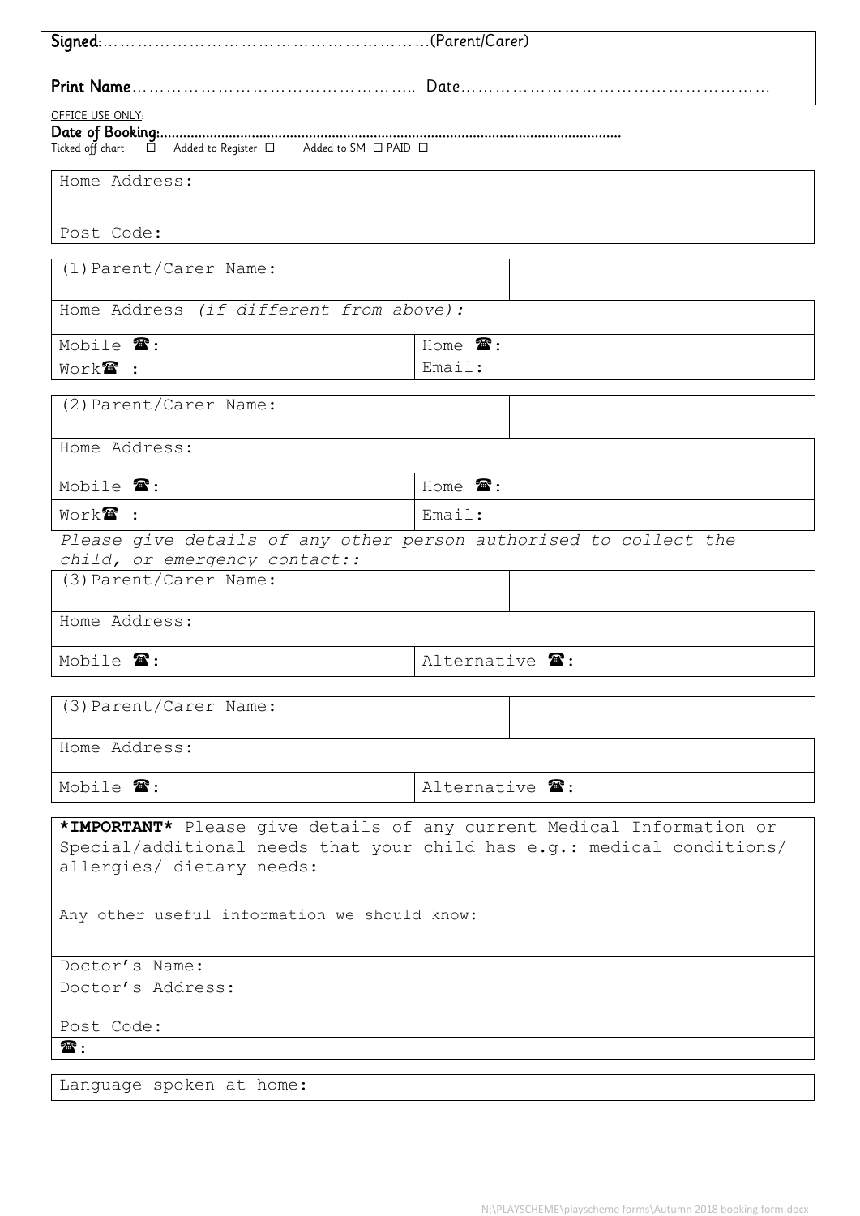| |
|---|
| **Signed**:…………………………………………………(Parent/Carer) |
| **Print Name**………………………………………….. Date……………………………………………… |

OFFICE USE ONLY:

**Date of Booking:**………………………………………………………………………………………………

Ticked off chart ☐ Added to Register ☐ Added to SM ☐ PAID ☐

| |
|---|
| Home Address:<br><br>Post Code: |

| | |
|---|---|
| (1) Parent/Carer Name: | |
| Home Address *(if different from above):* | |
| Mobile ☎: | Home ☎: |
| Work☎ : | Email: |

| | |
|---|---|
| (2) Parent/Carer Name: | |
| Home Address: | |
| Mobile ☎: | Home ☎: |
| Work☎ : | Email: |

*Please give details of any other person authorised to collect the child, or emergency contact::*

| | |
|---|---|
| (3) Parent/Carer Name: | |
| Home Address: | |
| Mobile ☎: | Alternative ☎: |

| | |
|---|---|
| (3) Parent/Carer Name: | |
| Home Address: | |
| Mobile ☎: | Alternative ☎: |

| |
|---|
| ***IMPORTANT*** Please give details of any current Medical Information or Special/additional needs that your child has e.g.: medical conditions/ allergies/ dietary needs: |
| Any other useful information we should know: |
| Doctor's Name: |
| Doctor's Address:<br><br>Post Code: |
| ☎: |

| |
|---|
| Language spoken at home: |

N:\PLAYSCHEME\playscheme forms\Autumn 2018 booking form.docx